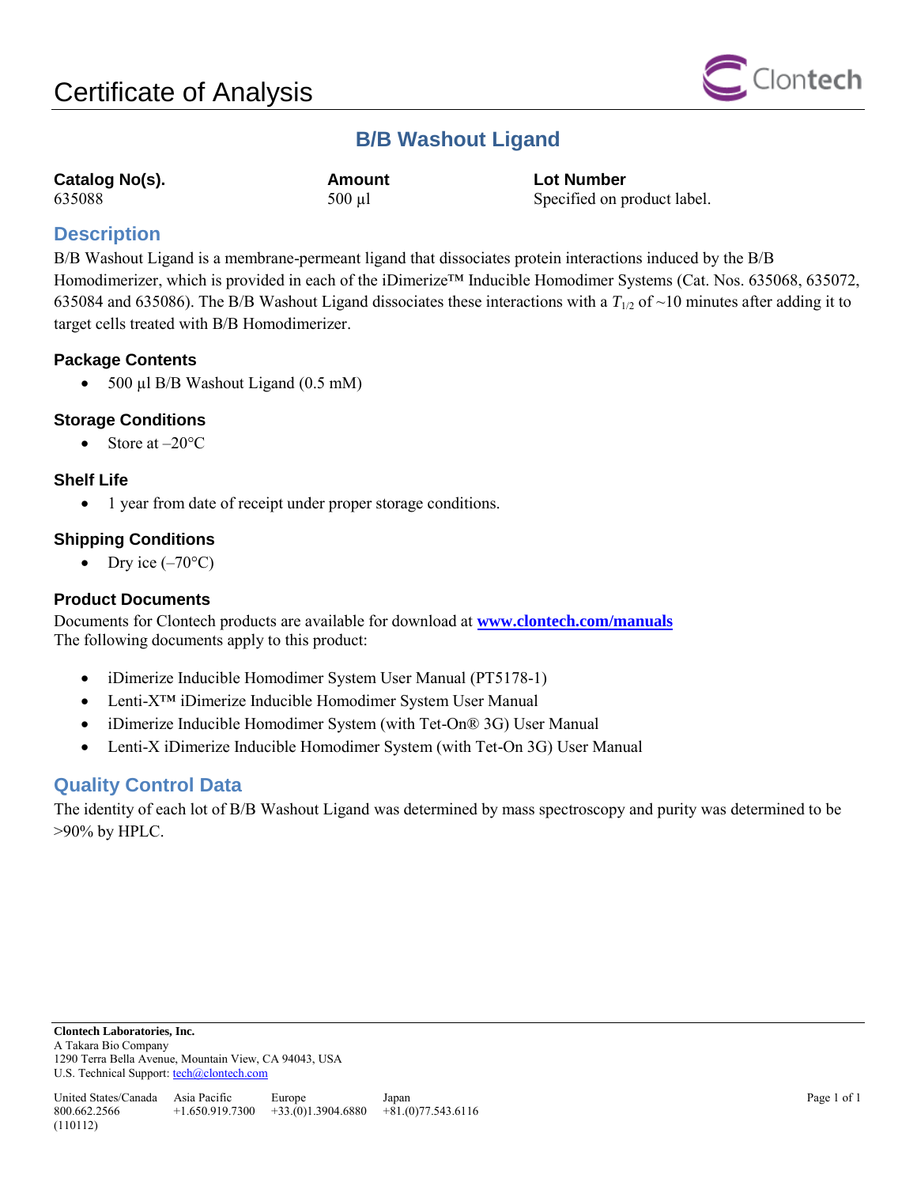# Certificate of Analysis

## B/B Washout Ligand

| Catalog No(s). | Amount | Lot Number |
| --- | --- | --- |
| 635088 | 500 µl | Specified on product label. |

## Description

B/B Washout Ligand is a membrane-permeant ligand that dissociates protein interactions induced by the B/B Homodimerizer, which is provided in each of the iDimerize™ Inducible Homodimer Systems (Cat. Nos. 635068, 635072, 635084 and 635086). The B/B Washout Ligand dissociates these interactions with a $T_{1/2}$ of ~10 minutes after adding it to target cells treated with B/B Homodimerizer.

### Package Contents

- 500 µl B/B Washout Ligand (0.5 mM)

### Storage Conditions

- Store at –20°C

### Shelf Life

- 1 year from date of receipt under proper storage conditions.

### Shipping Conditions

- Dry ice (–70°C)

### Product Documents

Documents for Clontech products are available for download at **www.clontech.com/manuals**
The following documents apply to this product:

- iDimerize Inducible Homodimer System User Manual (PT5178-1)
- Lenti-X™ iDimerize Inducible Homodimer System User Manual
- iDimerize Inducible Homodimer System (with Tet-On® 3G) User Manual
- Lenti-X iDimerize Inducible Homodimer System (with Tet-On 3G) User Manual

## Quality Control Data

The identity of each lot of B/B Washout Ligand was determined by mass spectroscopy and purity was determined to be >90% by HPLC.

**Clontech Laboratories, Inc.**
A Takara Bio Company
1290 Terra Bella Avenue, Mountain View, CA 94043, USA
U.S. Technical Support: tech@clontech.com

| United States/Canada | Asia Pacific | Europe | Japan |
| --- | --- | --- | --- |
| 800.662.2566 | +1.650.919.7300 | +33.(0)1.3904.6880 | +81.(0)77.543.6116 |

(110112)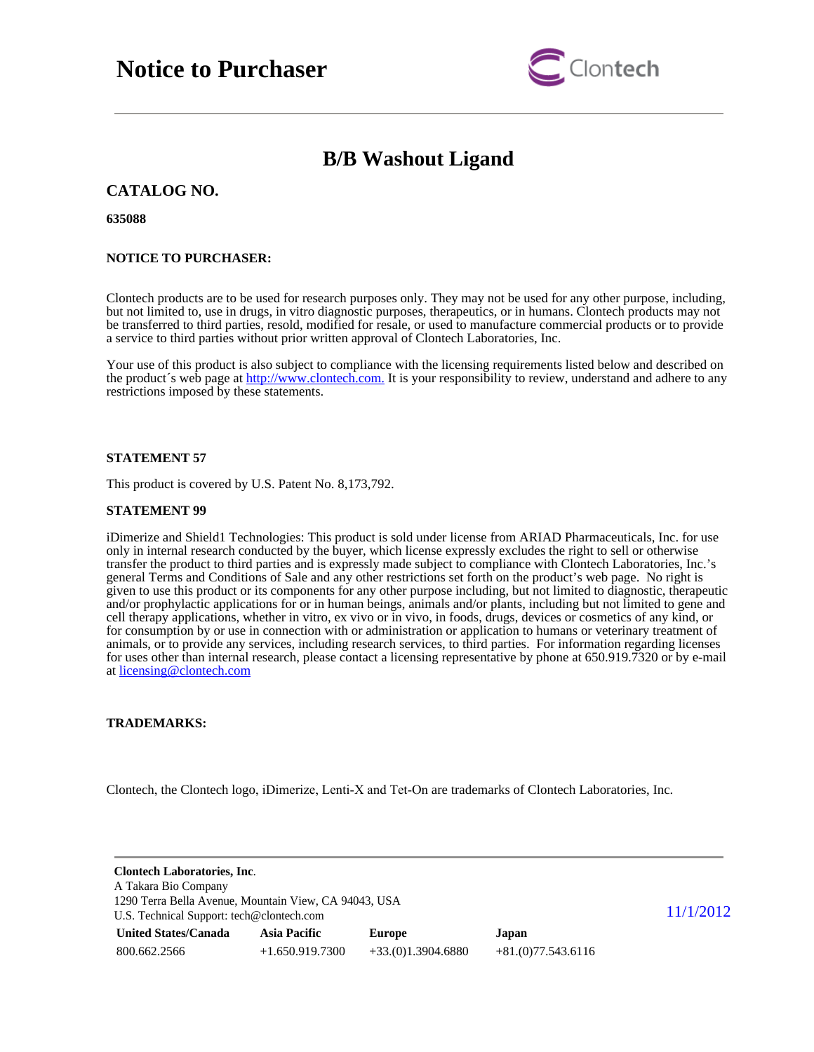# Notice to Purchaser

## B/B Washout Ligand

### CATALOG NO.

**635088**

**NOTICE TO PURCHASER:**

Clontech products are to be used for research purposes only. They may not be used for any other purpose, including, but not limited to, use in drugs, in vitro diagnostic purposes, therapeutics, or in humans. Clontech products may not be transferred to third parties, resold, modified for resale, or used to manufacture commercial products or to provide a service to third parties without prior written approval of Clontech Laboratories, Inc.

Your use of this product is also subject to compliance with the licensing requirements listed below and described on the product´s web page at http://www.clontech.com. It is your responsibility to review, understand and adhere to any restrictions imposed by these statements.

**STATEMENT 57**

This product is covered by U.S. Patent No. 8,173,792.

**STATEMENT 99**

iDimerize and Shield1 Technologies: This product is sold under license from ARIAD Pharmaceuticals, Inc. for use only in internal research conducted by the buyer, which license expressly excludes the right to sell or otherwise transfer the product to third parties and is expressly made subject to compliance with Clontech Laboratories, Inc.'s general Terms and Conditions of Sale and any other restrictions set forth on the product's web page. No right is given to use this product or its components for any other purpose including, but not limited to, diagnostic, therapeutic and/or prophylactic applications for or in human beings, animals and/or plants, including but not limited to gene and cell therapy applications, whether in vitro, ex vivo or in vivo, in foods, drugs, devices or cosmetics of any kind, or for consumption by or use in connection with or administration or application to humans or veterinary treatment of animals, or to provide any services, including research services, to third parties. For information regarding licenses for uses other than internal research, please contact a licensing representative by phone at 650.919.7320 or by e-mail at licensing@clontech.com

**TRADEMARKS:**

Clontech, the Clontech logo, iDimerize, Lenti-X and Tet-On are trademarks of Clontech Laboratories, Inc.

**Clontech Laboratories, Inc.**
A Takara Bio Company
1290 Terra Bella Avenue, Mountain View, CA 94043, USA
U.S. Technical Support: tech@clontech.com

| United States/Canada | Asia Pacific | Europe | Japan |
|---|---|---|---|
| 800.662.2566 | +1.650.919.7300 | +33.(0)1.3904.6880 | +81.(0)77.543.6116 |

11/1/2012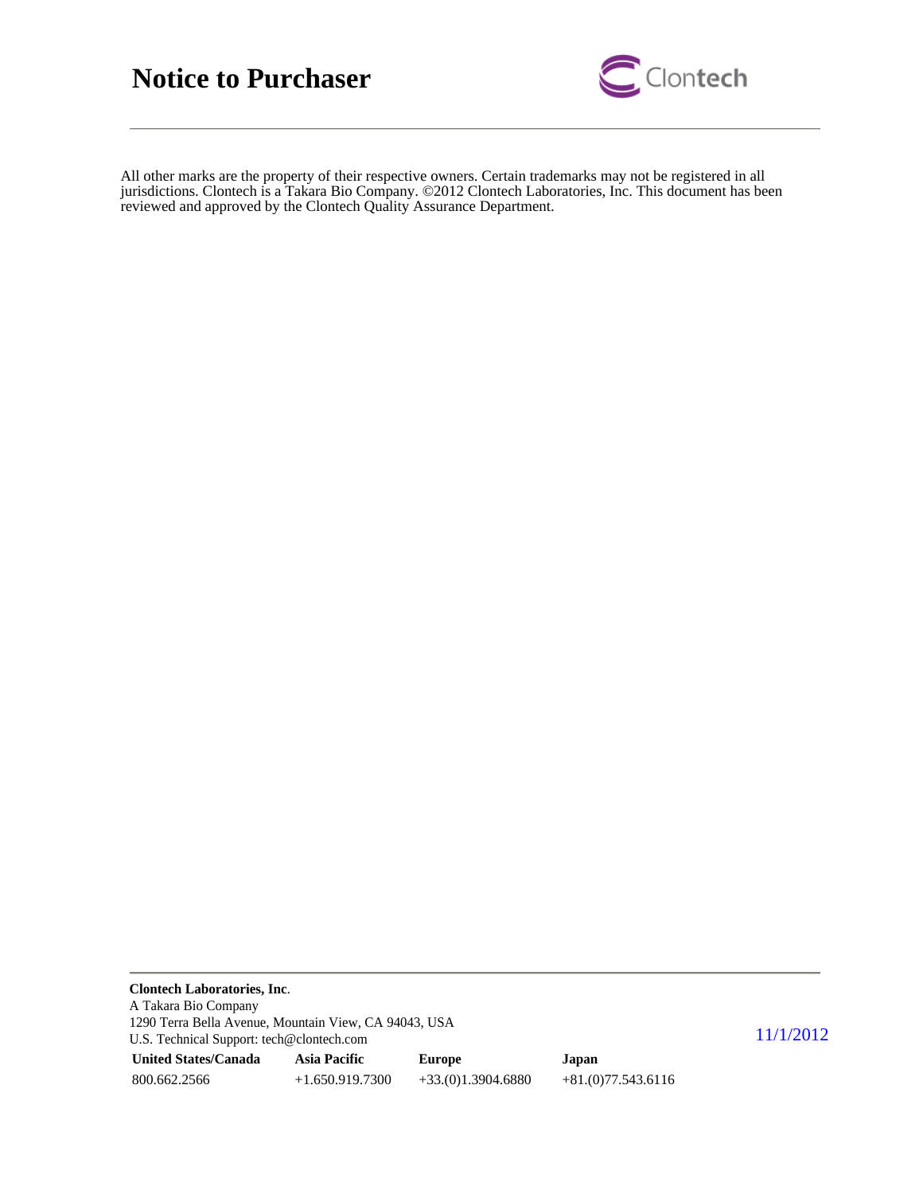# Notice to Purchaser

All other marks are the property of their respective owners. Certain trademarks may not be registered in all jurisdictions. Clontech is a Takara Bio Company. ©2012 Clontech Laboratories, Inc. This document has been reviewed and approved by the Clontech Quality Assurance Department.

**Clontech Laboratories, Inc.**
A Takara Bio Company
1290 Terra Bella Avenue, Mountain View, CA 94043, USA
U.S. Technical Support: tech@clontech.com

11/1/2012

| United States/Canada | Asia Pacific | Europe | Japan |
|---|---|---|---|
| 800.662.2566 | +1.650.919.7300 | +33.(0)1.3904.6880 | +81.(0)77.543.6116 |